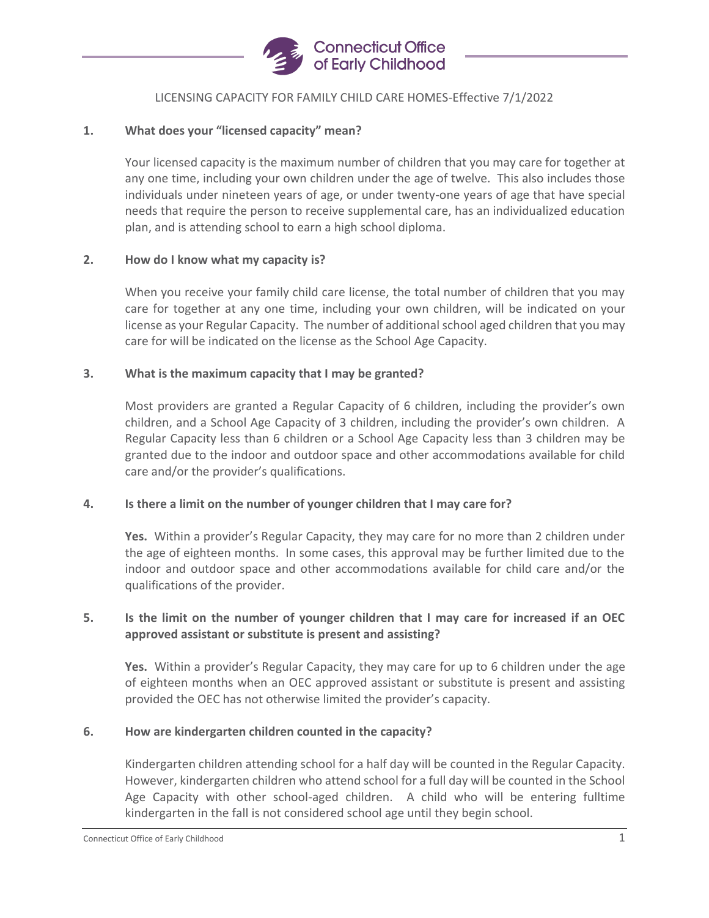Connecticut Office of Early Childhood

# LICENSING CAPACITY FOR FAMILY CHILD CARE HOMES-Effective 7/1/2022

**1. What does your "licensed capacity" mean?**

Your licensed capacity is the maximum number of children that you may care for together at any one time, including your own children under the age of twelve. This also includes those individuals under nineteen years of age, or under twenty-one years of age that have special needs that require the person to receive supplemental care, has an individualized education plan, and is attending school to earn a high school diploma.

**2. How do I know what my capacity is?**

When you receive your family child care license, the total number of children that you may care for together at any one time, including your own children, will be indicated on your license as your Regular Capacity. The number of additional school aged children that you may care for will be indicated on the license as the School Age Capacity.

**3. What is the maximum capacity that I may be granted?**

Most providers are granted a Regular Capacity of 6 children, including the provider's own children, and a School Age Capacity of 3 children, including the provider's own children. A Regular Capacity less than 6 children or a School Age Capacity less than 3 children may be granted due to the indoor and outdoor space and other accommodations available for child care and/or the provider's qualifications.

**4. Is there a limit on the number of younger children that I may care for?**

**Yes.** Within a provider's Regular Capacity, they may care for no more than 2 children under the age of eighteen months. In some cases, this approval may be further limited due to the indoor and outdoor space and other accommodations available for child care and/or the qualifications of the provider.

**5. Is the limit on the number of younger children that I may care for increased if an OEC approved assistant or substitute is present and assisting?**

**Yes.** Within a provider's Regular Capacity, they may care for up to 6 children under the age of eighteen months when an OEC approved assistant or substitute is present and assisting provided the OEC has not otherwise limited the provider's capacity.

**6. How are kindergarten children counted in the capacity?**

Kindergarten children attending school for a half day will be counted in the Regular Capacity. However, kindergarten children who attend school for a full day will be counted in the School Age Capacity with other school-aged children. A child who will be entering fulltime kindergarten in the fall is not considered school age until they begin school.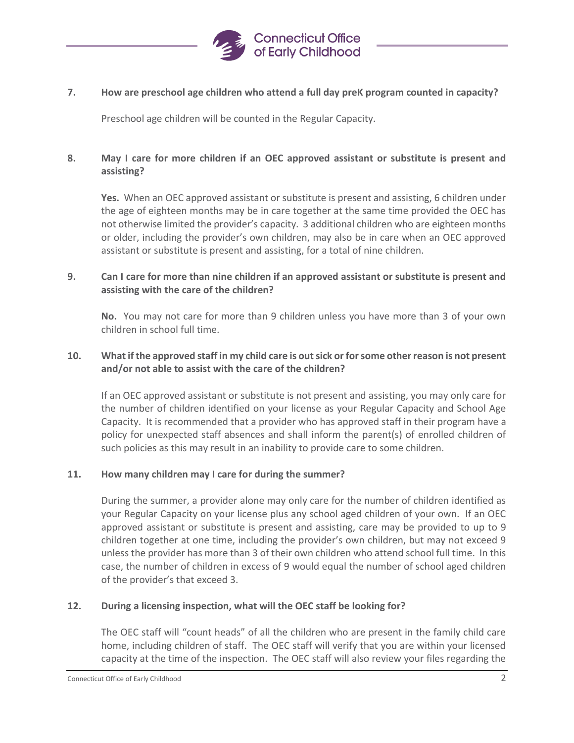**7. How are preschool age children who attend a full day preK program counted in capacity?**

Preschool age children will be counted in the Regular Capacity.

**8. May I care for more children if an OEC approved assistant or substitute is present and assisting?**

**Yes.** When an OEC approved assistant or substitute is present and assisting, 6 children under the age of eighteen months may be in care together at the same time provided the OEC has not otherwise limited the provider's capacity. 3 additional children who are eighteen months or older, including the provider's own children, may also be in care when an OEC approved assistant or substitute is present and assisting, for a total of nine children.

**9. Can I care for more than nine children if an approved assistant or substitute is present and assisting with the care of the children?**

**No.** You may not care for more than 9 children unless you have more than 3 of your own children in school full time.

**10. What if the approved staff in my child care is out sick or for some other reason is not present and/or not able to assist with the care of the children?**

If an OEC approved assistant or substitute is not present and assisting, you may only care for the number of children identified on your license as your Regular Capacity and School Age Capacity. It is recommended that a provider who has approved staff in their program have a policy for unexpected staff absences and shall inform the parent(s) of enrolled children of such policies as this may result in an inability to provide care to some children.

**11. How many children may I care for during the summer?**

During the summer, a provider alone may only care for the number of children identified as your Regular Capacity on your license plus any school aged children of your own. If an OEC approved assistant or substitute is present and assisting, care may be provided to up to 9 children together at one time, including the provider's own children, but may not exceed 9 unless the provider has more than 3 of their own children who attend school full time. In this case, the number of children in excess of 9 would equal the number of school aged children of the provider's that exceed 3.

**12. During a licensing inspection, what will the OEC staff be looking for?**

The OEC staff will "count heads" of all the children who are present in the family child care home, including children of staff. The OEC staff will verify that you are within your licensed capacity at the time of the inspection. The OEC staff will also review your files regarding the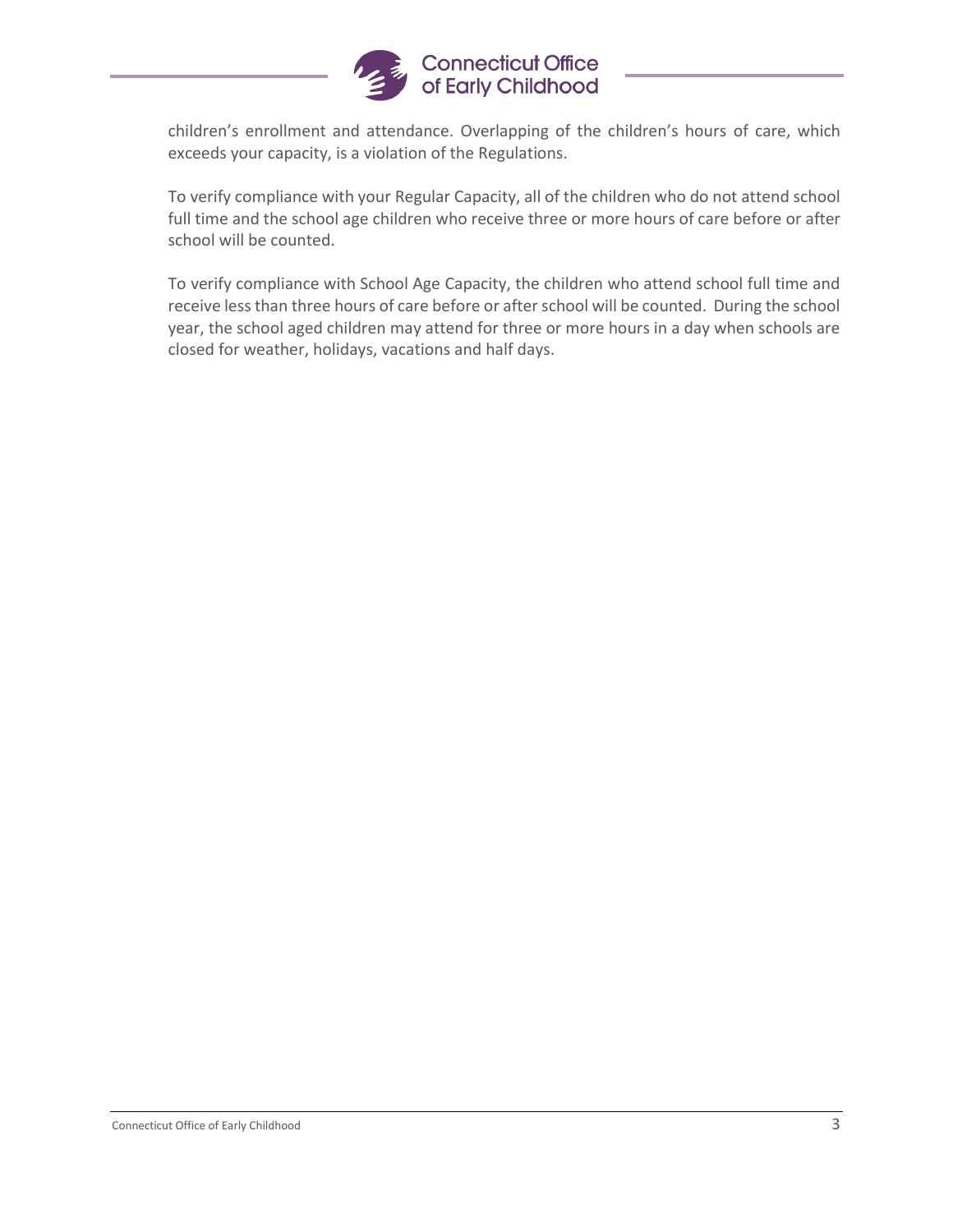children's enrollment and attendance. Overlapping of the children's hours of care, which exceeds your capacity, is a violation of the Regulations.

To verify compliance with your Regular Capacity, all of the children who do not attend school full time and the school age children who receive three or more hours of care before or after school will be counted.

To verify compliance with School Age Capacity, the children who attend school full time and receive less than three hours of care before or after school will be counted. During the school year, the school aged children may attend for three or more hours in a day when schools are closed for weather, holidays, vacations and half days.